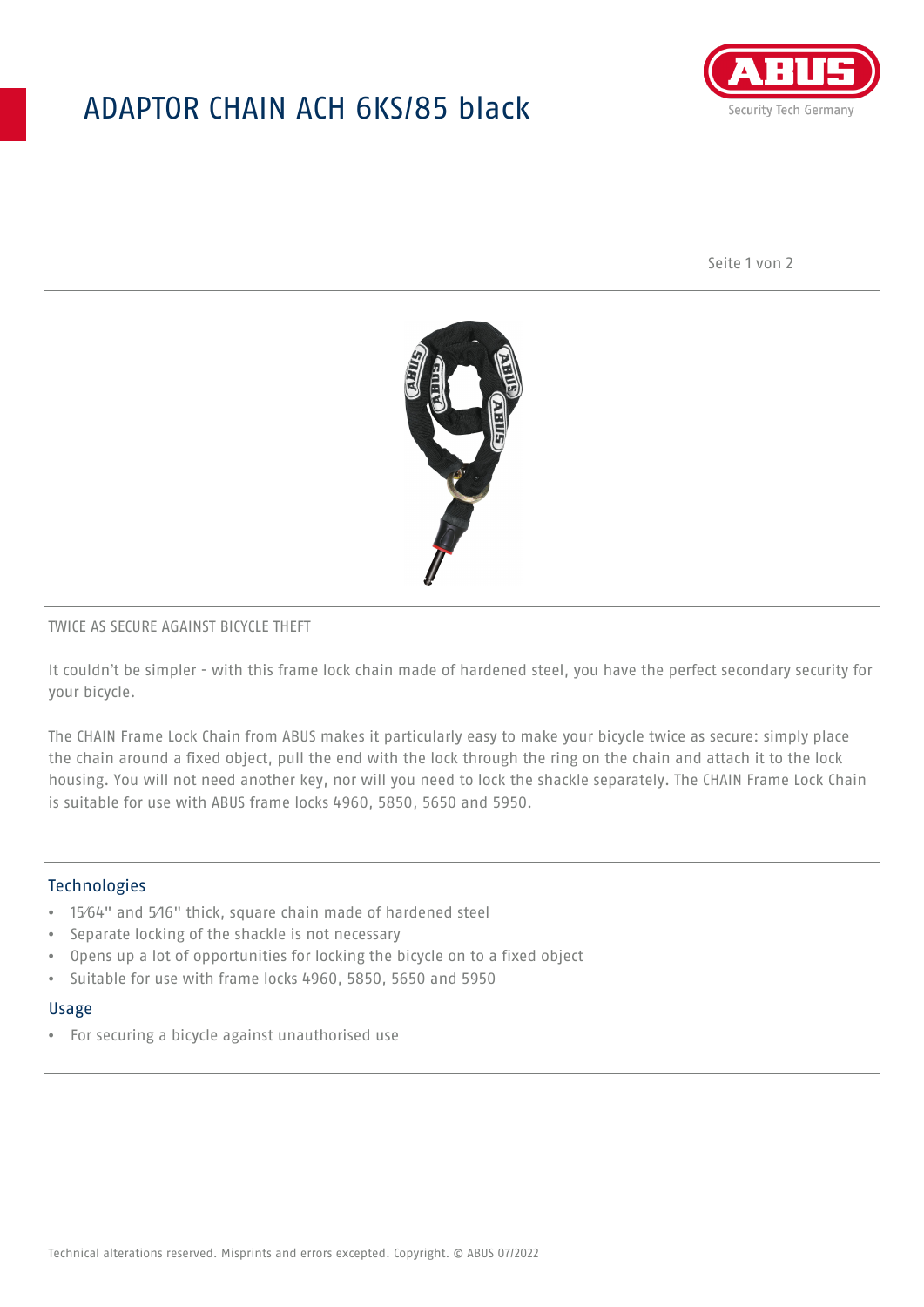# ADAPTOR CHAIN ACH 6KS/85 black

TWICE AS SECURE AGAINST BICYCLE THEFT

It couldn't be simpler - with this frame lock chain made of hardened steel, you have the perfect secondary security for your bicycle.

The CHAIN Frame Lock Chain from ABUS makes it particularly easy to make your bicycle twice as secure: simply place the chain around a fixed object, pull the end with the lock through the ring on the chain and attach it to the lock housing. You will not need another key, nor will you need to lock the shackle separately. The CHAIN Frame Lock Chain is suitable for use with ABUS frame locks 4960, 5850, 5650 and 5950.

## Technologies

- 15⁄64" and 5⁄16" thick, square chain made of hardened steel
- Separate locking of the shackle is not necessary
- Opens up a lot of opportunities for locking the bicycle on to a fixed object
- Suitable for use with frame locks 4960, 5850, 5650 and 5950

## Usage

- For securing a bicycle against unauthorised use

Technical alterations reserved. Misprints and errors excepted. Copyright. © ABUS 07/2022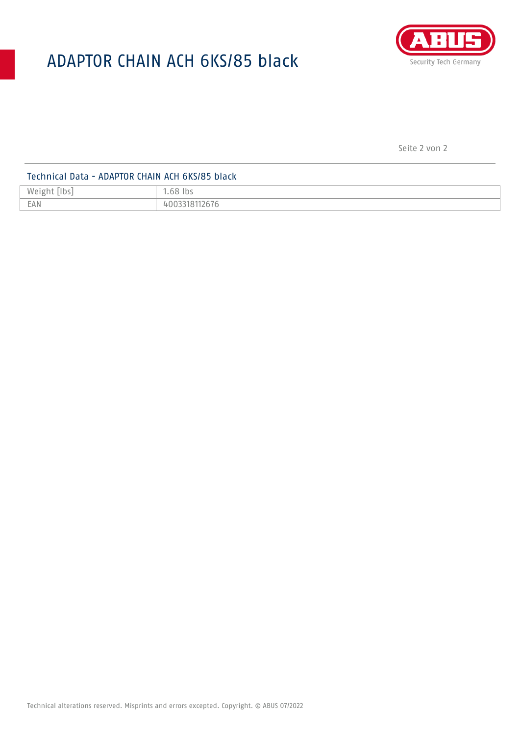# ADAPTOR CHAIN ACH 6KS/85 black

## Technical Data - ADAPTOR CHAIN ACH 6KS/85 black

| | |
|---|---|
| Weight [lbs] | 1.68 lbs |
| EAN | 4003318112676 |

Technical alterations reserved. Misprints and errors excepted. Copyright. © ABUS 07/2022